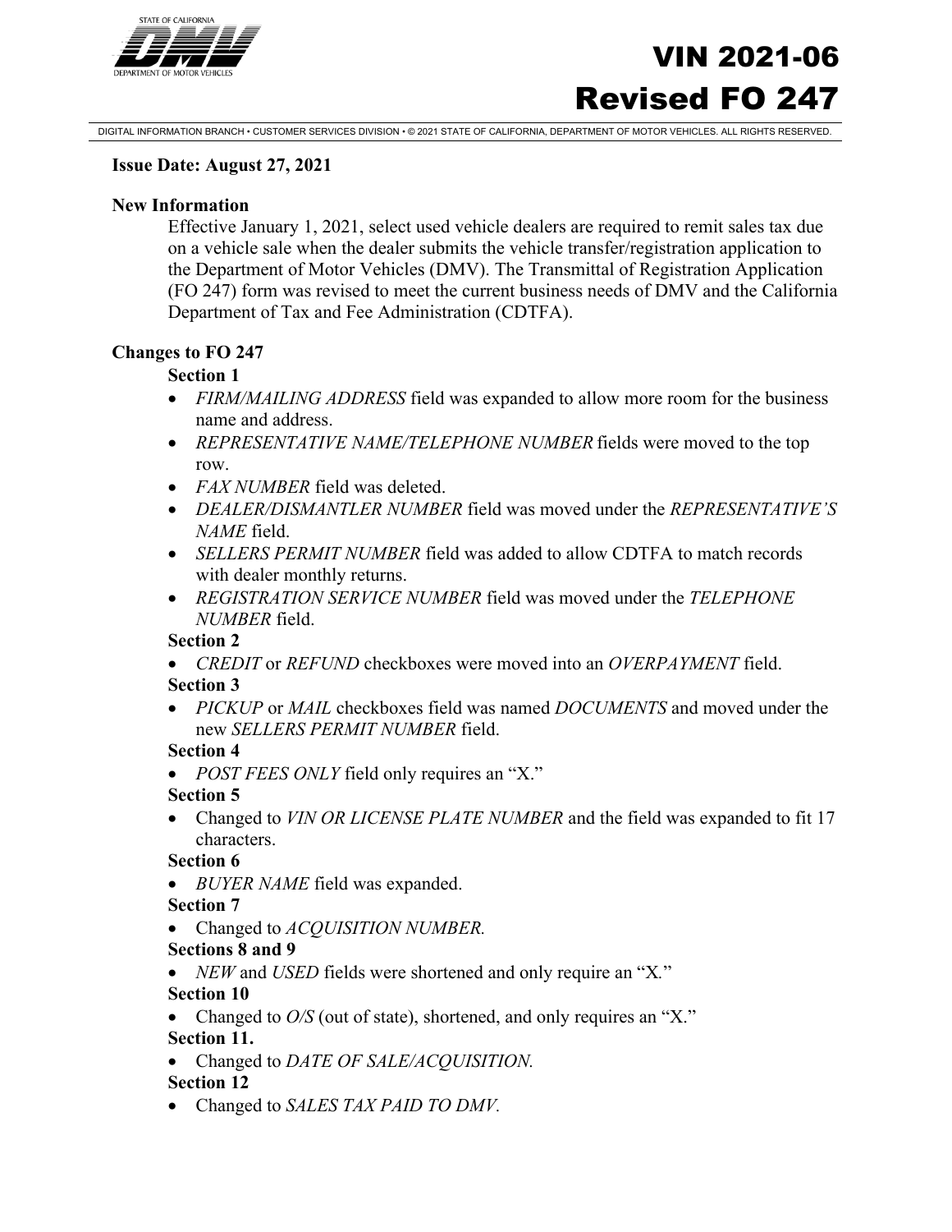STATE OF CALIFORNIA
DMV
DEPARTMENT OF MOTOR VEHICLES

# VIN 2021-06
# Revised FO 247

DIGITAL INFORMATION BRANCH • CUSTOMER SERVICES DIVISION • © 2021 STATE OF CALIFORNIA, DEPARTMENT OF MOTOR VEHICLES. ALL RIGHTS RESERVED.

**Issue Date: August 27, 2021**

**New Information**

Effective January 1, 2021, select used vehicle dealers are required to remit sales tax due on a vehicle sale when the dealer submits the vehicle transfer/registration application to the Department of Motor Vehicles (DMV). The Transmittal of Registration Application (FO 247) form was revised to meet the current business needs of DMV and the California Department of Tax and Fee Administration (CDTFA).

**Changes to FO 247**

**Section 1**

- *FIRM/MAILING ADDRESS* field was expanded to allow more room for the business name and address.
- *REPRESENTATIVE NAME/TELEPHONE NUMBER* fields were moved to the top row.
- *FAX NUMBER* field was deleted.
- *DEALER/DISMANTLER NUMBER* field was moved under the *REPRESENTATIVE'S NAME* field.
- *SELLERS PERMIT NUMBER* field was added to allow CDTFA to match records with dealer monthly returns.
- *REGISTRATION SERVICE NUMBER* field was moved under the *TELEPHONE NUMBER* field.

**Section 2**

- *CREDIT* or *REFUND* checkboxes were moved into an *OVERPAYMENT* field.

**Section 3**

- *PICKUP* or *MAIL* checkboxes field was named *DOCUMENTS* and moved under the new *SELLERS PERMIT NUMBER* field.

**Section 4**

- *POST FEES ONLY* field only requires an "X."

**Section 5**

- Changed to *VIN OR LICENSE PLATE NUMBER* and the field was expanded to fit 17 characters.

**Section 6**

- *BUYER NAME* field was expanded.

**Section 7**

- Changed to *ACQUISITION NUMBER.*

**Sections 8 and 9**

- *NEW* and *USED* fields were shortened and only require an "X."

**Section 10**

- Changed to *O/S* (out of state), shortened, and only requires an "X."

**Section 11.**

- Changed to *DATE OF SALE/ACQUISITION.*

**Section 12**

- Changed to *SALES TAX PAID TO DMV.*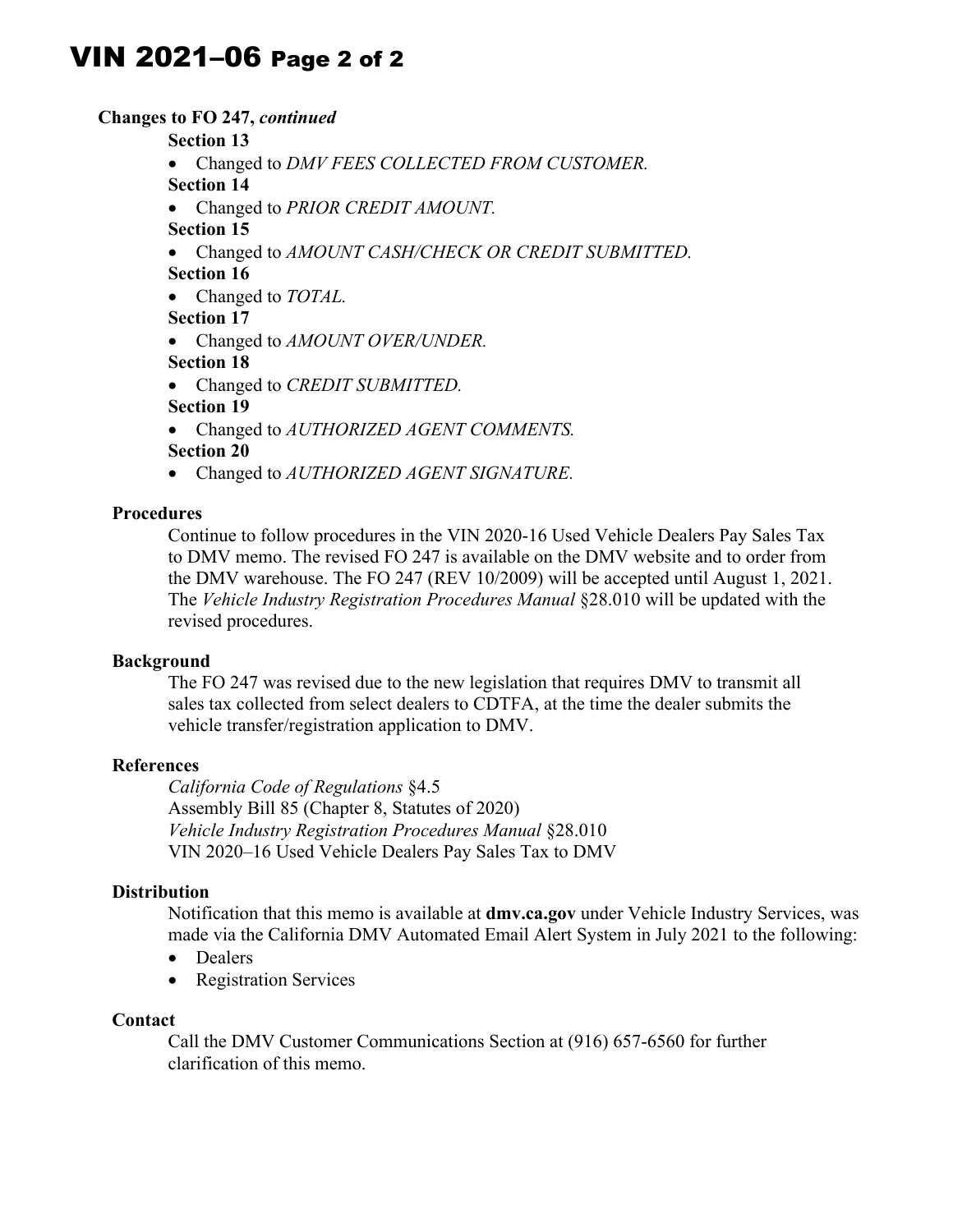**Changes to FO 247,** ***continued***

**Section 13**

- Changed to *DMV FEES COLLECTED FROM CUSTOMER.*

**Section 14**

- Changed to *PRIOR CREDIT AMOUNT.*

**Section 15**

- Changed to *AMOUNT CASH/CHECK OR CREDIT SUBMITTED.*

**Section 16**

- Changed to *TOTAL.*

**Section 17**

- Changed to *AMOUNT OVER/UNDER.*

**Section 18**

- Changed to *CREDIT SUBMITTED.*

**Section 19**

- Changed to *AUTHORIZED AGENT COMMENTS.*

**Section 20**

- Changed to *AUTHORIZED AGENT SIGNATURE.*

**Procedures**

Continue to follow procedures in the VIN 2020-16 Used Vehicle Dealers Pay Sales Tax to DMV memo. The revised FO 247 is available on the DMV website and to order from the DMV warehouse. The FO 247 (REV 10/2009) will be accepted until August 1, 2021. The *Vehicle Industry Registration Procedures Manual* §28.010 will be updated with the revised procedures.

**Background**

The FO 247 was revised due to the new legislation that requires DMV to transmit all sales tax collected from select dealers to CDTFA, at the time the dealer submits the vehicle transfer/registration application to DMV.

**References**

*California Code of Regulations* §4.5
Assembly Bill 85 (Chapter 8, Statutes of 2020)
*Vehicle Industry Registration Procedures Manual* §28.010
VIN 2020–16 Used Vehicle Dealers Pay Sales Tax to DMV

**Distribution**

Notification that this memo is available at **dmv.ca.gov** under Vehicle Industry Services, was made via the California DMV Automated Email Alert System in July 2021 to the following:

- Dealers
- Registration Services

**Contact**

Call the DMV Customer Communications Section at (916) 657-6560 for further clarification of this memo.